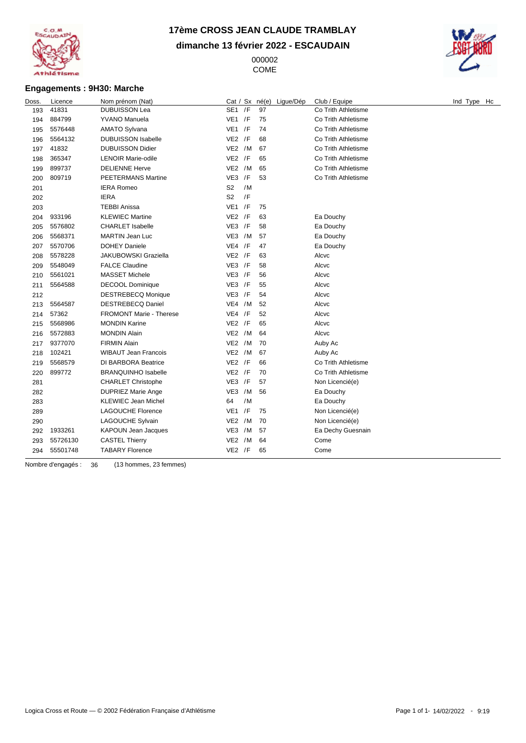# 17ème CROSS JEAN CLAUDE TRAMBLAY

## dimanche 13 février 2022 - ESCAUDAIN

000002
COME

### Engagements : 9H30: Marche

| Doss. | Licence | Nom prénom (Nat) | Cat / Sx | né(e) | Ligue/Dép | Club / Equipe | Ind Type Hc |
|---|---|---|---|---|---|---|---|
| 193 | 41831 | DUBUISSON Lea | SE1 /F | 97 | | Co Trith Athletisme | |
| 194 | 884799 | YVANO Manuela | VE1 /F | 75 | | Co Trith Athletisme | |
| 195 | 5576448 | AMATO Sylvana | VE1 /F | 74 | | Co Trith Athletisme | |
| 196 | 5564132 | DUBUISSON Isabelle | VE2 /F | 68 | | Co Trith Athletisme | |
| 197 | 41832 | DUBUISSON Didier | VE2 /M | 67 | | Co Trith Athletisme | |
| 198 | 365347 | LENOIR Marie-odile | VE2 /F | 65 | | Co Trith Athletisme | |
| 199 | 899737 | DELIENNE Herve | VE2 /M | 65 | | Co Trith Athletisme | |
| 200 | 809719 | PEETERMANS Martine | VE3 /F | 53 | | Co Trith Athletisme | |
| 201 | | IERA Romeo | S2 /M | | | | |
| 202 | | IERA | S2 /F | | | | |
| 203 | | TEBBI Anissa | VE1 /F | 75 | | | |
| 204 | 933196 | KLEWIEC Martine | VE2 /F | 63 | | Ea Douchy | |
| 205 | 5576802 | CHARLET Isabelle | VE3 /F | 58 | | Ea Douchy | |
| 206 | 5568371 | MARTIN Jean Luc | VE3 /M | 57 | | Ea Douchy | |
| 207 | 5570706 | DOHEY Daniele | VE4 /F | 47 | | Ea Douchy | |
| 208 | 5578228 | JAKUBOWSKI Graziella | VE2 /F | 63 | | Alcvc | |
| 209 | 5548049 | FALCE Claudine | VE3 /F | 58 | | Alcvc | |
| 210 | 5561021 | MASSET Michele | VE3 /F | 56 | | Alcvc | |
| 211 | 5564588 | DECOOL Dominique | VE3 /F | 55 | | Alcvc | |
| 212 | | DESTREBECQ Monique | VE3 /F | 54 | | Alcvc | |
| 213 | 5564587 | DESTREBECQ Daniel | VE4 /M | 52 | | Alcvc | |
| 214 | 57362 | FROMONT Marie - Therese | VE4 /F | 52 | | Alcvc | |
| 215 | 5568986 | MONDIN Karine | VE2 /F | 65 | | Alcvc | |
| 216 | 5572883 | MONDIN Alain | VE2 /M | 64 | | Alcvc | |
| 217 | 9377070 | FIRMIN Alain | VE2 /M | 70 | | Auby Ac | |
| 218 | 102421 | WIBAUT Jean Francois | VE2 /M | 67 | | Auby Ac | |
| 219 | 5568579 | DI BARBORA Beatrice | VE2 /F | 66 | | Co Trith Athletisme | |
| 220 | 899772 | BRANQUINHO Isabelle | VE2 /F | 70 | | Co Trith Athletisme | |
| 281 | | CHARLET Christophe | VE3 /F | 57 | | Non Licencié(e) | |
| 282 | | DUPRIEZ Marie Ange | VE3 /M | 56 | | Ea Douchy | |
| 283 | | KLEWIEC Jean Michel | 64 /M | | | Ea Douchy | |
| 289 | | LAGOUCHE Florence | VE1 /F | 75 | | Non Licencié(e) | |
| 290 | | LAGOUCHE Sylvain | VE2 /M | 70 | | Non Licencié(e) | |
| 292 | 1933261 | KAPOUN Jean Jacques | VE3 /M | 57 | | Ea Dechy Guesnain | |
| 293 | 55726130 | CASTEL Thierry | VE2 /M | 64 | | Come | |
| 294 | 55501748 | TABARY Florence | VE2 /F | 65 | | Come | |

Nombre d'engagés : 36 (13 hommes, 23 femmes)

Logica Cross et Route — © 2002 Fédération Française d'Athlétisme 14/02/2022 - 9:19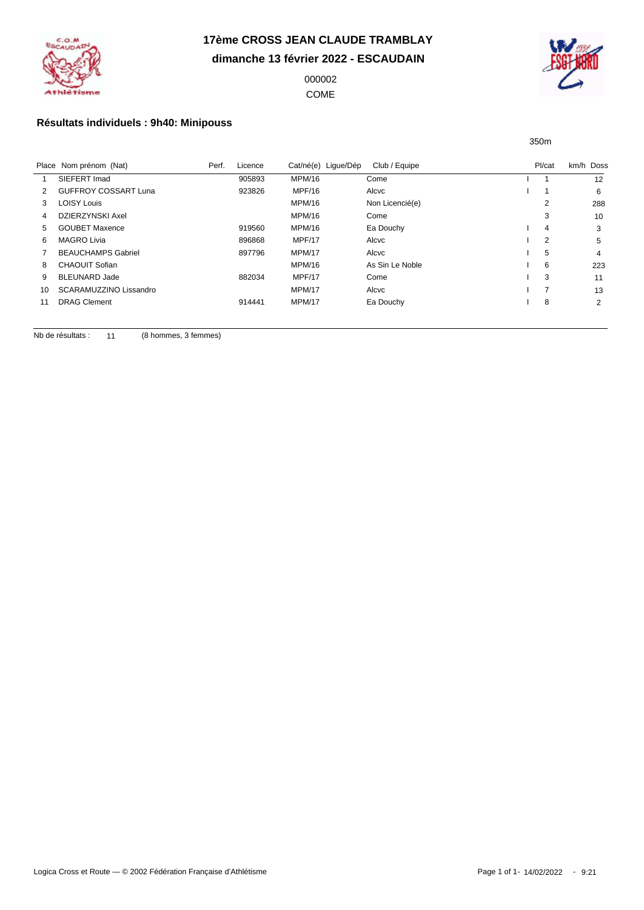**17ème CROSS JEAN CLAUDE TRAMBLAY**

**dimanche 13 février 2022 - ESCAUDAIN**

000002

COME

## Résultats individuels : 9h40: Minipouss

350m

| Place | Nom prénom (Nat) | Perf. | Licence | Cat/né(e) | Ligue/Dép | Club / Equipe | | Pl/cat | km/h | Doss |
|---|---|---|---|---|---|---|---|---|---|---|
| 1 | SIEFERT Imad | | 905893 | MPM/16 | | Come | I | 1 | | 12 |
| 2 | GUFFROY COSSART Luna | | 923826 | MPF/16 | | Alcvc | I | 1 | | 6 |
| 3 | LOISY Louis | | | MPM/16 | | Non Licencié(e) | | 2 | | 288 |
| 4 | DZIERZYNSKI Axel | | | MPM/16 | | Come | | 3 | | 10 |
| 5 | GOUBET Maxence | | 919560 | MPM/16 | | Ea Douchy | I | 4 | | 3 |
| 6 | MAGRO Livia | | 896868 | MPF/17 | | Alcvc | I | 2 | | 5 |
| 7 | BEAUCHAMPS Gabriel | | 897796 | MPM/17 | | Alcvc | I | 5 | | 4 |
| 8 | CHAOUIT Sofian | | | MPM/16 | | As Sin Le Noble | I | 6 | | 223 |
| 9 | BLEUNARD Jade | | 882034 | MPF/17 | | Come | I | 3 | | 11 |
| 10 | SCARAMUZZINO Lissandro | | | MPM/17 | | Alcvc | I | 7 | | 13 |
| 11 | DRAG Clement | | 914441 | MPM/17 | | Ea Douchy | I | 8 | | 2 |

Nb de résultats : 11 (8 hommes, 3 femmes)

Logica Cross et Route — © 2002 Fédération Française d'Athlétisme

14/02/2022 - 9:21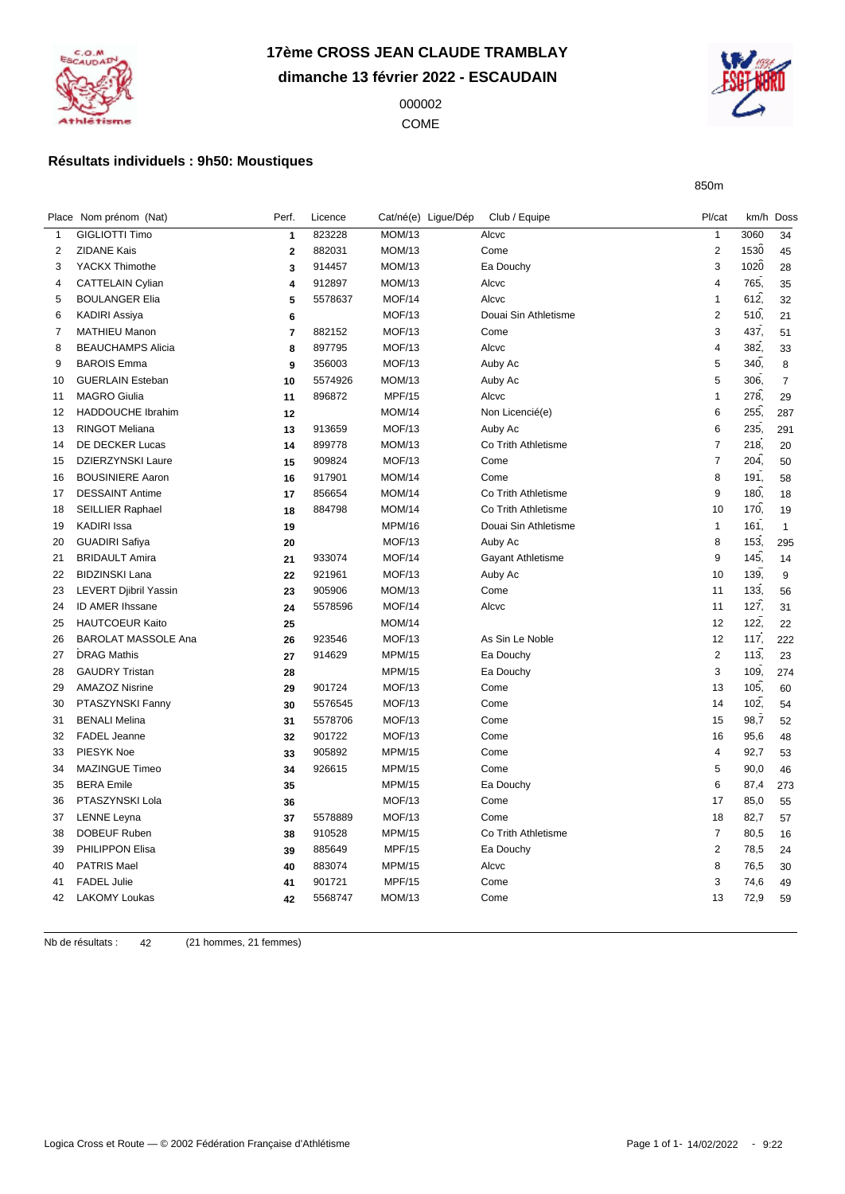# 17ème CROSS JEAN CLAUDE TRAMBLAY

**dimanche 13 février 2022 - ESCAUDAIN**

000002

COME

## Résultats individuels : 9h50: Moustiques

850m

| Place | Nom prénom (Nat) | Perf. | Licence | Cat/né(e) | Ligue/Dép | Club / Equipe | Pl/cat | km/h | Doss |
|---|---|---|---|---|---|---|---|---|---|
| 1 | GIGLIOTTI Timo | 1 | 823228 | MOM/13 | | Alcvc | 1 | 3060 | 34 |
| 2 | ZIDANE Kais | 2 | 882031 | MOM/13 | | Come | 2 | 1530 | 45 |
| 3 | YACKX Thimothe | 3 | 914457 | MOM/13 | | Ea Douchy | 3 | 1020 | 28 |
| 4 | CATTELAIN Cylian | 4 | 912897 | MOM/13 | | Alcvc | 4 | 765, | 35 |
| 5 | BOULANGER Elia | 5 | 5578637 | MOF/14 | | Alcvc | 1 | 612, | 32 |
| 6 | KADIRI Assiya | 6 | | MOF/13 | | Douai Sin Athletisme | 2 | 510, | 21 |
| 7 | MATHIEU Manon | 7 | 882152 | MOF/13 | | Come | 3 | 437, | 51 |
| 8 | BEAUCHAMPS Alicia | 8 | 897795 | MOF/13 | | Alcvc | 4 | 382, | 33 |
| 9 | BAROIS Emma | 9 | 356003 | MOF/13 | | Auby Ac | 5 | 340, | 8 |
| 10 | GUERLAIN Esteban | 10 | 5574926 | MOM/13 | | Auby Ac | 5 | 306, | 7 |
| 11 | MAGRO Giulia | 11 | 896872 | MPF/15 | | Alcvc | 1 | 278, | 29 |
| 12 | HADDOUCHE Ibrahim | 12 | | MOM/14 | | Non Licencié(e) | 6 | 255, | 287 |
| 13 | RINGOT Meliana | 13 | 913659 | MOF/13 | | Auby Ac | 6 | 235, | 291 |
| 14 | DE DECKER Lucas | 14 | 899778 | MOM/13 | | Co Trith Athletisme | 7 | 218, | 20 |
| 15 | DZIERZYNSKI Laure | 15 | 909824 | MOF/13 | | Come | 7 | 204, | 50 |
| 16 | BOUSINIERE Aaron | 16 | 917901 | MOM/14 | | Come | 8 | 191, | 58 |
| 17 | DESSAINT Antime | 17 | 856654 | MOM/14 | | Co Trith Athletisme | 9 | 180, | 18 |
| 18 | SEILLIER Raphael | 18 | 884798 | MOM/14 | | Co Trith Athletisme | 10 | 170, | 19 |
| 19 | KADIRI Issa | 19 | | MPM/16 | | Douai Sin Athletisme | 1 | 161, | 1 |
| 20 | GUADIRI Safiya | 20 | | MOF/13 | | Auby Ac | 8 | 153, | 295 |
| 21 | BRIDAULT Amira | 21 | 933074 | MOF/14 | | Gayant Athletisme | 9 | 145, | 14 |
| 22 | BIDZINSKI Lana | 22 | 921961 | MOF/13 | | Auby Ac | 10 | 139, | 9 |
| 23 | LEVERT Djibril Yassin | 23 | 905906 | MOM/13 | | Come | 11 | 133, | 56 |
| 24 | ID AMER Ihssane | 24 | 5578596 | MOF/14 | | Alcvc | 11 | 127, | 31 |
| 25 | HAUTCOEUR Kaito | 25 | | MOM/14 | | | 12 | 122, | 22 |
| 26 | BAROLAT MASSOLE Ana | 26 | 923546 | MOF/13 | | As Sin Le Noble | 12 | 117, | 222 |
| 27 | DRAG Mathis | 27 | 914629 | MPM/15 | | Ea Douchy | 2 | 113, | 23 |
| 28 | GAUDRY Tristan | 28 | | MPM/15 | | Ea Douchy | 3 | 109, | 274 |
| 29 | AMAZOZ Nisrine | 29 | 901724 | MOF/13 | | Come | 13 | 105, | 60 |
| 30 | PTASZYNSKI Fanny | 30 | 5576545 | MOF/13 | | Come | 14 | 102, | 54 |
| 31 | BENALI Melina | 31 | 5578706 | MOF/13 | | Come | 15 | 98,7 | 52 |
| 32 | FADEL Jeanne | 32 | 901722 | MOF/13 | | Come | 16 | 95,6 | 48 |
| 33 | PIESYK Noe | 33 | 905892 | MPM/15 | | Come | 4 | 92,7 | 53 |
| 34 | MAZINGUE Timeo | 34 | 926615 | MPM/15 | | Come | 5 | 90,0 | 46 |
| 35 | BERA Emile | 35 | | MPM/15 | | Ea Douchy | 6 | 87,4 | 273 |
| 36 | PTASZYNSKI Lola | 36 | | MOF/13 | | Come | 17 | 85,0 | 55 |
| 37 | LENNE Leyna | 37 | 5578889 | MOF/13 | | Come | 18 | 82,7 | 57 |
| 38 | DOBEUF Ruben | 38 | 910528 | MPM/15 | | Co Trith Athletisme | 7 | 80,5 | 16 |
| 39 | PHILIPPON Elisa | 39 | 885649 | MPF/15 | | Ea Douchy | 2 | 78,5 | 24 |
| 40 | PATRIS Mael | 40 | 883074 | MPM/15 | | Alcvc | 8 | 76,5 | 30 |
| 41 | FADEL Julie | 41 | 901721 | MPF/15 | | Come | 3 | 74,6 | 49 |
| 42 | LAKOMY Loukas | 42 | 5568747 | MOM/13 | | Come | 13 | 72,9 | 59 |

Nb de résultats : 42 (21 hommes, 21 femmes)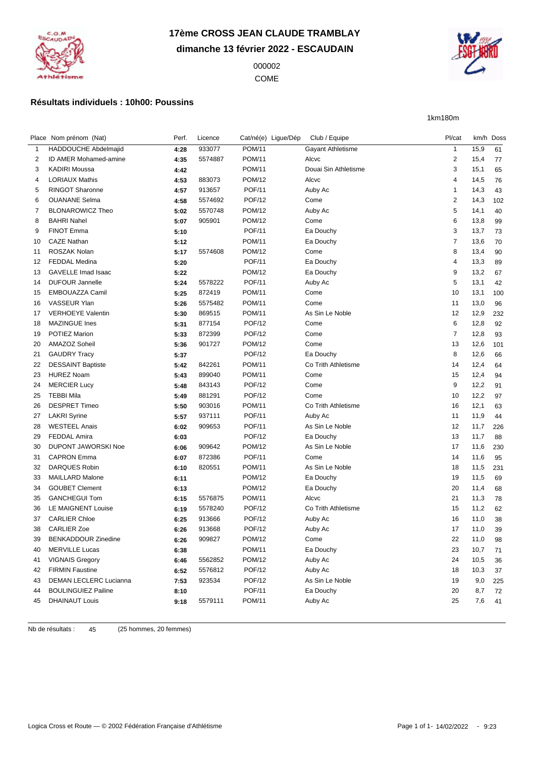# 17ème CROSS JEAN CLAUDE TRAMBLAY

## dimanche 13 février 2022 - ESCAUDAIN

000002

COME

### Résultats individuels : 10h00: Poussins

1km180m

| Place | Nom prénom (Nat) | Perf. | Licence | Cat/né(e) | Ligue/Dép | Club / Equipe | Pl/cat | km/h | Doss |
|---|---|---|---|---|---|---|---|---|---|
| 1 | HADDOUCHE Abdelmajid | **4:28** | 933077 | POM/11 | | Gayant Athletisme | 1 | 15,9 | 61 |
| 2 | ID AMER Mohamed-amine | **4:35** | 5574887 | POM/11 | | Alcvc | 2 | 15,4 | 77 |
| 3 | KADIRI Moussa | **4:42** | | POM/11 | | Douai Sin Athletisme | 3 | 15,1 | 65 |
| 4 | LORIAUX Mathis | **4:53** | 883073 | POM/12 | | Alcvc | 4 | 14,5 | 76 |
| 5 | RINGOT Sharonne | **4:57** | 913657 | POF/11 | | Auby Ac | 1 | 14,3 | 43 |
| 6 | OUANANE Selma | **4:58** | 5574692 | POF/12 | | Come | 2 | 14,3 | 102 |
| 7 | BLONAROWICZ Theo | **5:02** | 5570748 | POM/12 | | Auby Ac | 5 | 14,1 | 40 |
| 8 | BAHRI Nahel | **5:07** | 905901 | POM/12 | | Come | 6 | 13,8 | 99 |
| 9 | FINOT Emma | **5:10** | | POF/11 | | Ea Douchy | 3 | 13,7 | 73 |
| 10 | CAZE Nathan | **5:12** | | POM/11 | | Ea Douchy | 7 | 13,6 | 70 |
| 11 | ROSZAK Nolan | **5:17** | 5574608 | POM/12 | | Come | 8 | 13,4 | 90 |
| 12 | FEDDAL Medina | **5:20** | | POF/11 | | Ea Douchy | 4 | 13,3 | 89 |
| 13 | GAVELLE Imad Isaac | **5:22** | | POM/12 | | Ea Douchy | 9 | 13,2 | 67 |
| 14 | DUFOUR Jannelle | **5:24** | 5578222 | POF/11 | | Auby Ac | 5 | 13,1 | 42 |
| 15 | EMBOUAZZA Camil | **5:25** | 872419 | POM/11 | | Come | 10 | 13,1 | 100 |
| 16 | VASSEUR Ylan | **5:26** | 5575482 | POM/11 | | Come | 11 | 13,0 | 96 |
| 17 | VERHOEYE Valentin | **5:30** | 869515 | POM/11 | | As Sin Le Noble | 12 | 12,9 | 232 |
| 18 | MAZINGUE Ines | **5:31** | 877154 | POF/12 | | Come | 6 | 12,8 | 92 |
| 19 | POTIEZ Marion | **5:33** | 872399 | POF/12 | | Come | 7 | 12,8 | 93 |
| 20 | AMAZOZ Soheil | **5:36** | 901727 | POM/12 | | Come | 13 | 12,6 | 101 |
| 21 | GAUDRY Tracy | **5:37** | | POF/12 | | Ea Douchy | 8 | 12,6 | 66 |
| 22 | DESSAINT Baptiste | **5:42** | 842261 | POM/11 | | Co Trith Athletisme | 14 | 12,4 | 64 |
| 23 | HUREZ Noam | **5:43** | 899040 | POM/11 | | Come | 15 | 12,4 | 94 |
| 24 | MERCIER Lucy | **5:48** | 843143 | POF/12 | | Come | 9 | 12,2 | 91 |
| 25 | TEBBI Mila | **5:49** | 881291 | POF/12 | | Come | 10 | 12,2 | 97 |
| 26 | DESPRET Timeo | **5:50** | 903016 | POM/11 | | Co Trith Athletisme | 16 | 12,1 | 63 |
| 27 | LAKRI Syrine | **5:57** | 937111 | POF/11 | | Auby Ac | 11 | 11,9 | 44 |
| 28 | WESTEEL Anais | **6:02** | 909653 | POF/11 | | As Sin Le Noble | 12 | 11,7 | 226 |
| 29 | FEDDAL Amira | **6:03** | | POF/12 | | Ea Douchy | 13 | 11,7 | 88 |
| 30 | DUPONT JAWORSKI Noe | **6:06** | 909642 | POM/12 | | As Sin Le Noble | 17 | 11,6 | 230 |
| 31 | CAPRON Emma | **6:07** | 872386 | POF/11 | | Come | 14 | 11,6 | 95 |
| 32 | DARQUES Robin | **6:10** | 820551 | POM/11 | | As Sin Le Noble | 18 | 11,5 | 231 |
| 33 | MAILLARD Malone | **6:11** | | POM/12 | | Ea Douchy | 19 | 11,5 | 69 |
| 34 | GOUBET Clement | **6:13** | | POM/12 | | Ea Douchy | 20 | 11,4 | 68 |
| 35 | GANCHEGUI Tom | **6:15** | 5576875 | POM/11 | | Alcvc | 21 | 11,3 | 78 |
| 36 | LE MAIGNENT Louise | **6:19** | 5578240 | POF/12 | | Co Trith Athletisme | 15 | 11,2 | 62 |
| 37 | CARLIER Chloe | **6:25** | 913666 | POF/12 | | Auby Ac | 16 | 11,0 | 38 |
| 38 | CARLIER Zoe | **6:26** | 913668 | POF/12 | | Auby Ac | 17 | 11,0 | 39 |
| 39 | BENKADDOUR Zinedine | **6:26** | 909827 | POM/12 | | Come | 22 | 11,0 | 98 |
| 40 | MERVILLE Lucas | **6:38** | | POM/11 | | Ea Douchy | 23 | 10,7 | 71 |
| 41 | VIGNAIS Gregory | **6:46** | 5562852 | POM/12 | | Auby Ac | 24 | 10,5 | 36 |
| 42 | FIRMIN Faustine | **6:52** | 5576812 | POF/12 | | Auby Ac | 18 | 10,3 | 37 |
| 43 | DEMAN LECLERC Lucianna | **7:53** | 923534 | POF/12 | | As Sin Le Noble | 19 | 9,0 | 225 |
| 44 | BOULINGUIEZ Pailine | **8:10** | | POF/11 | | Ea Douchy | 20 | 8,7 | 72 |
| 45 | DHAINAUT Louis | **9:18** | 5579111 | POM/11 | | Auby Ac | 25 | 7,6 | 41 |

Nb de résultats : 45 (25 hommes, 20 femmes)

Logica Cross et Route — © 2002 Fédération Française d'Athlétisme 14/02/2022 - 9:23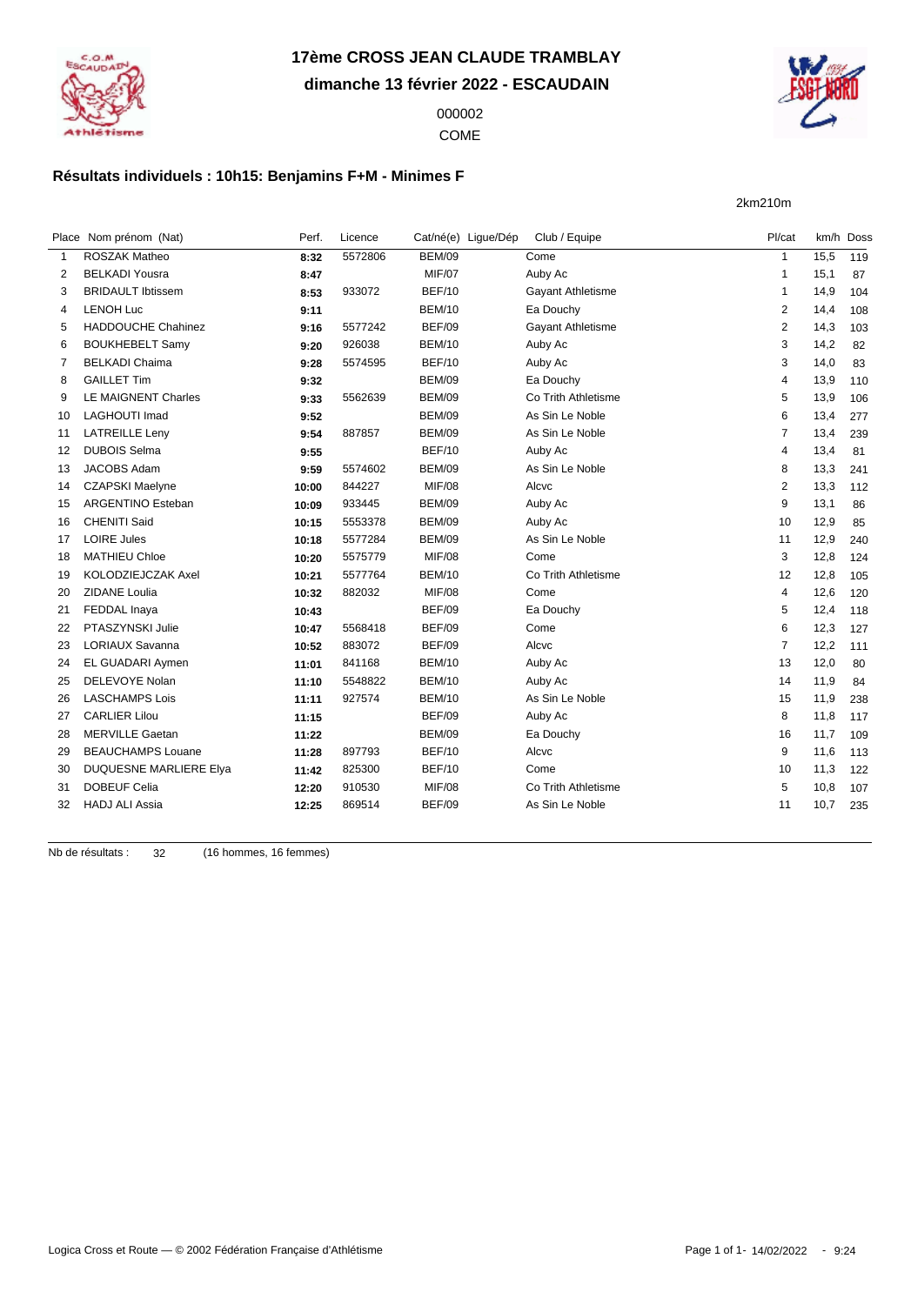# 17ème CROSS JEAN CLAUDE TRAMBLAY

**dimanche 13 février 2022 - ESCAUDAIN**

000002

COME

## Résultats individuels : 10h15: Benjamins F+M - Minimes F

2km210m

| Place | Nom prénom (Nat) | Perf. | Licence | Cat/né(e) | Ligue/Dép | Club / Equipe | Pl/cat | km/h | Doss |
|---|---|---|---|---|---|---|---|---|---|
| 1 | ROSZAK Matheo | **8:32** | 5572806 | BEM/09 | | Come | 1 | 15,5 | 119 |
| 2 | BELKADI Yousra | **8:47** | | MIF/07 | | Auby Ac | 1 | 15,1 | 87 |
| 3 | BRIDAULT Ibtissem | **8:53** | 933072 | BEF/10 | | Gayant Athletisme | 1 | 14,9 | 104 |
| 4 | LENOH Luc | **9:11** | | BEM/10 | | Ea Douchy | 2 | 14,4 | 108 |
| 5 | HADDOUCHE Chahinez | **9:16** | 5577242 | BEF/09 | | Gayant Athletisme | 2 | 14,3 | 103 |
| 6 | BOUKHEBELT Samy | **9:20** | 926038 | BEM/10 | | Auby Ac | 3 | 14,2 | 82 |
| 7 | BELKADI Chaima | **9:28** | 5574595 | BEF/10 | | Auby Ac | 3 | 14,0 | 83 |
| 8 | GAILLET Tim | **9:32** | | BEM/09 | | Ea Douchy | 4 | 13,9 | 110 |
| 9 | LE MAIGNENT Charles | **9:33** | 5562639 | BEM/09 | | Co Trith Athletisme | 5 | 13,9 | 106 |
| 10 | LAGHOUTI Imad | **9:52** | | BEM/09 | | As Sin Le Noble | 6 | 13,4 | 277 |
| 11 | LATREILLE Leny | **9:54** | 887857 | BEM/09 | | As Sin Le Noble | 7 | 13,4 | 239 |
| 12 | DUBOIS Selma | **9:55** | | BEF/10 | | Auby Ac | 4 | 13,4 | 81 |
| 13 | JACOBS Adam | **9:59** | 5574602 | BEM/09 | | As Sin Le Noble | 8 | 13,3 | 241 |
| 14 | CZAPSKI Maelyne | **10:00** | 844227 | MIF/08 | | Alcvc | 2 | 13,3 | 112 |
| 15 | ARGENTINO Esteban | **10:09** | 933445 | BEM/09 | | Auby Ac | 9 | 13,1 | 86 |
| 16 | CHENITI Said | **10:15** | 5553378 | BEM/09 | | Auby Ac | 10 | 12,9 | 85 |
| 17 | LOIRE Jules | **10:18** | 5577284 | BEM/09 | | As Sin Le Noble | 11 | 12,9 | 240 |
| 18 | MATHIEU Chloe | **10:20** | 5575779 | MIF/08 | | Come | 3 | 12,8 | 124 |
| 19 | KOLODZIEJCZAK Axel | **10:21** | 5577764 | BEM/10 | | Co Trith Athletisme | 12 | 12,8 | 105 |
| 20 | ZIDANE Loulia | **10:32** | 882032 | MIF/08 | | Come | 4 | 12,6 | 120 |
| 21 | FEDDAL Inaya | **10:43** | | BEF/09 | | Ea Douchy | 5 | 12,4 | 118 |
| 22 | PTASZYNSKI Julie | **10:47** | 5568418 | BEF/09 | | Come | 6 | 12,3 | 127 |
| 23 | LORIAUX Savanna | **10:52** | 883072 | BEF/09 | | Alcvc | 7 | 12,2 | 111 |
| 24 | EL GUADARI Aymen | **11:01** | 841168 | BEM/10 | | Auby Ac | 13 | 12,0 | 80 |
| 25 | DELEVOYE Nolan | **11:10** | 5548822 | BEM/10 | | Auby Ac | 14 | 11,9 | 84 |
| 26 | LASCHAMPS Lois | **11:11** | 927574 | BEM/10 | | As Sin Le Noble | 15 | 11,9 | 238 |
| 27 | CARLIER Lilou | **11:15** | | BEF/09 | | Auby Ac | 8 | 11,8 | 117 |
| 28 | MERVILLE Gaetan | **11:22** | | BEM/09 | | Ea Douchy | 16 | 11,7 | 109 |
| 29 | BEAUCHAMPS Louane | **11:28** | 897793 | BEF/10 | | Alcvc | 9 | 11,6 | 113 |
| 30 | DUQUESNE MARLIERE Elya | **11:42** | 825300 | BEF/10 | | Come | 10 | 11,3 | 122 |
| 31 | DOBEUF Celia | **12:20** | 910530 | MIF/08 | | Co Trith Athletisme | 5 | 10,8 | 107 |
| 32 | HADJ ALI Assia | **12:25** | 869514 | BEF/09 | | As Sin Le Noble | 11 | 10,7 | 235 |

Nb de résultats : 32 (16 hommes, 16 femmes)

Logica Cross et Route — © 2002 Fédération Française d'Athlétisme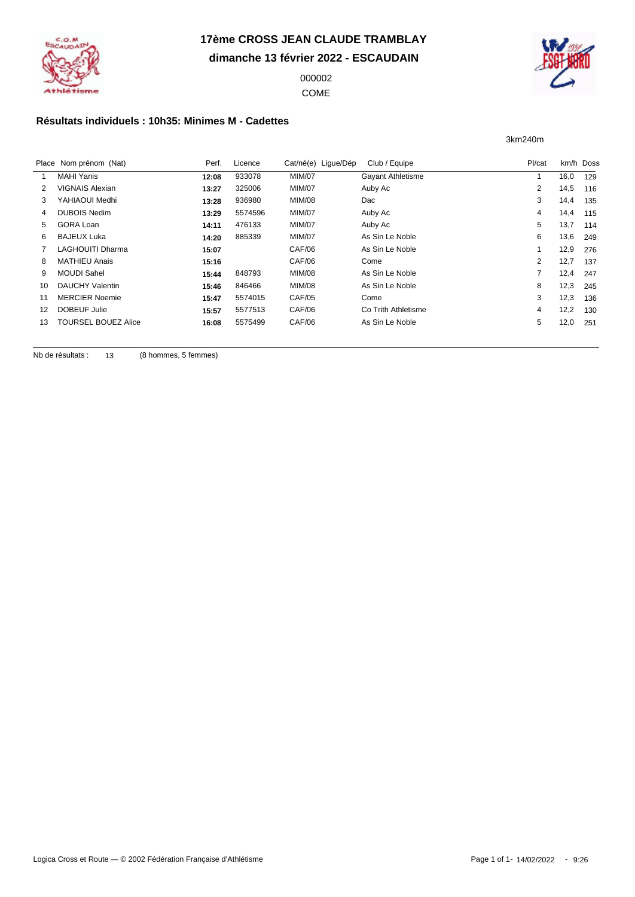# 17ème CROSS JEAN CLAUDE TRAMBLAY

**dimanche 13 février 2022 - ESCAUDAIN**

000002

COME

## Résultats individuels : 10h35: Minimes M - Cadettes

3km240m

| Place | Nom prénom (Nat) | Perf. | Licence | Cat/né(e) | Ligue/Dép | Club / Equipe | Pl/cat | km/h | Doss |
|---|---|---|---|---|---|---|---|---|---|
| 1 | MAHI Yanis | **12:08** | 933078 | MIM/07 | | Gayant Athletisme | 1 | 16,0 | 129 |
| 2 | VIGNAIS Alexian | **13:27** | 325006 | MIM/07 | | Auby Ac | 2 | 14,5 | 116 |
| 3 | YAHIAOUI Medhi | **13:28** | 936980 | MIM/08 | | Dac | 3 | 14,4 | 135 |
| 4 | DUBOIS Nedim | **13:29** | 5574596 | MIM/07 | | Auby Ac | 4 | 14,4 | 115 |
| 5 | GORA Loan | **14:11** | 476133 | MIM/07 | | Auby Ac | 5 | 13,7 | 114 |
| 6 | BAJEUX Luka | **14:20** | 885339 | MIM/07 | | As Sin Le Noble | 6 | 13,6 | 249 |
| 7 | LAGHOUITI Dharma | **15:07** | | CAF/06 | | As Sin Le Noble | 1 | 12,9 | 276 |
| 8 | MATHIEU Anais | **15:16** | | CAF/06 | | Come | 2 | 12,7 | 137 |
| 9 | MOUDI Sahel | **15:44** | 848793 | MIM/08 | | As Sin Le Noble | 7 | 12,4 | 247 |
| 10 | DAUCHY Valentin | **15:46** | 846466 | MIM/08 | | As Sin Le Noble | 8 | 12,3 | 245 |
| 11 | MERCIER Noemie | **15:47** | 5574015 | CAF/05 | | Come | 3 | 12,3 | 136 |
| 12 | DOBEUF Julie | **15:57** | 5577513 | CAF/06 | | Co Trith Athletisme | 4 | 12,2 | 130 |
| 13 | TOURSEL BOUEZ Alice | **16:08** | 5575499 | CAF/06 | | As Sin Le Noble | 5 | 12,0 | 251 |

Nb de résultats : 13 (8 hommes, 5 femmes)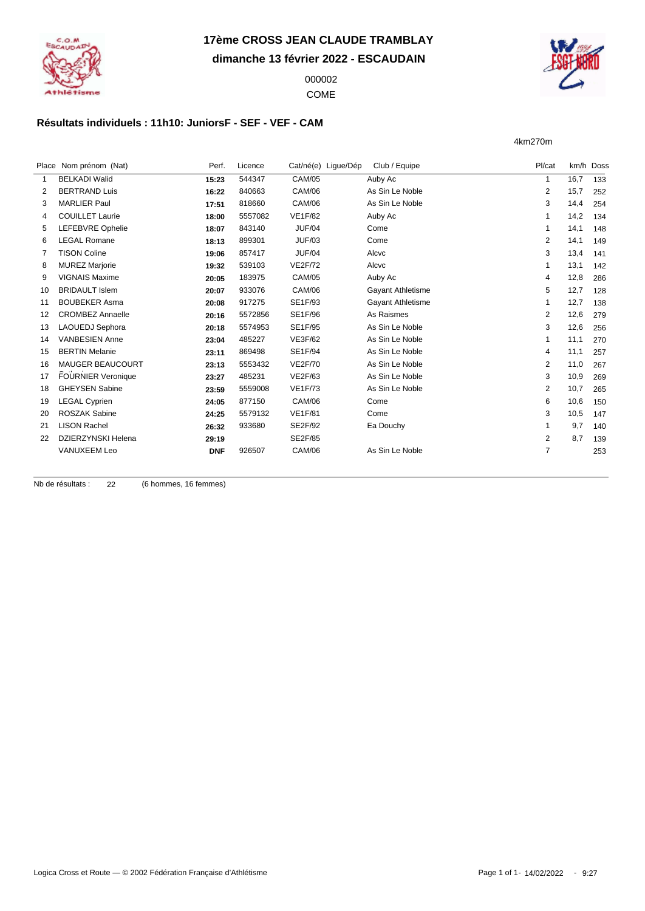# 17ème CROSS JEAN CLAUDE TRAMBLAY

**dimanche 13 février 2022 - ESCAUDAIN**

000002

COME

## Résultats individuels : 11h10: JuniorsF - SEF - VEF - CAM

4km270m

| Place | Nom prénom (Nat) | Perf. | Licence | Cat/né(e) | Ligue/Dép | Club / Equipe | Pl/cat | km/h | Doss |
|---|---|---|---|---|---|---|---|---|---|
| 1 | BELKADI Walid | **15:23** | 544347 | CAM/05 | | Auby Ac | 1 | 16,7 | 133 |
| 2 | BERTRAND Luis | **16:22** | 840663 | CAM/06 | | As Sin Le Noble | 2 | 15,7 | 252 |
| 3 | MARLIER Paul | **17:51** | 818660 | CAM/06 | | As Sin Le Noble | 3 | 14,4 | 254 |
| 4 | COUILLET Laurie | **18:00** | 5557082 | VE1F/82 | | Auby Ac | 1 | 14,2 | 134 |
| 5 | LEFEBVRE Ophelie | **18:07** | 843140 | JUF/04 | | Come | 1 | 14,1 | 148 |
| 6 | LEGAL Romane | **18:13** | 899301 | JUF/03 | | Come | 2 | 14,1 | 149 |
| 7 | TISON Coline | **19:06** | 857417 | JUF/04 | | Alcvc | 3 | 13,4 | 141 |
| 8 | MUREZ Marjorie | **19:32** | 539103 | VE2F/72 | | Alcvc | 1 | 13,1 | 142 |
| 9 | VIGNAIS Maxime | **20:05** | 183975 | CAM/05 | | Auby Ac | 4 | 12,8 | 286 |
| 10 | BRIDAULT Islem | **20:07** | 933076 | CAM/06 | | Gayant Athletisme | 5 | 12,7 | 128 |
| 11 | BOUBEKER Asma | **20:08** | 917275 | SE1F/93 | | Gayant Athletisme | 1 | 12,7 | 138 |
| 12 | CROMBEZ Annaelle | **20:16** | 5572856 | SE1F/96 | | As Raismes | 2 | 12,6 | 279 |
| 13 | LAOUEDJ Sephora | **20:18** | 5574953 | SE1F/95 | | As Sin Le Noble | 3 | 12,6 | 256 |
| 14 | VANBESIEN Anne | **23:04** | 485227 | VE3F/62 | | As Sin Le Noble | 1 | 11,1 | 270 |
| 15 | BERTIN Melanie | **23:11** | 869498 | SE1F/94 | | As Sin Le Noble | 4 | 11,1 | 257 |
| 16 | MAUGER BEAUCOURT | **23:13** | 5553432 | VE2F/70 | | As Sin Le Noble | 2 | 11,0 | 267 |
| 17 | FOURNIER Veronique | **23:27** | 485231 | VE2F/63 | | As Sin Le Noble | 3 | 10,9 | 269 |
| 18 | GHEYSEN Sabine | **23:59** | 5559008 | VE1F/73 | | As Sin Le Noble | 2 | 10,7 | 265 |
| 19 | LEGAL Cyprien | **24:05** | 877150 | CAM/06 | | Come | 6 | 10,6 | 150 |
| 20 | ROSZAK Sabine | **24:25** | 5579132 | VE1F/81 | | Come | 3 | 10,5 | 147 |
| 21 | LISON Rachel | **26:32** | 933680 | SE2F/92 | | Ea Douchy | 1 | 9,7 | 140 |
| 22 | DZIERZYNSKI Helena | **29:19** | | SE2F/85 | | | 2 | 8,7 | 139 |
| | VANUXEEM Leo | **DNF** | 926507 | CAM/06 | | As Sin Le Noble | 7 | | 253 |

Nb de résultats : 22 (6 hommes, 16 femmes)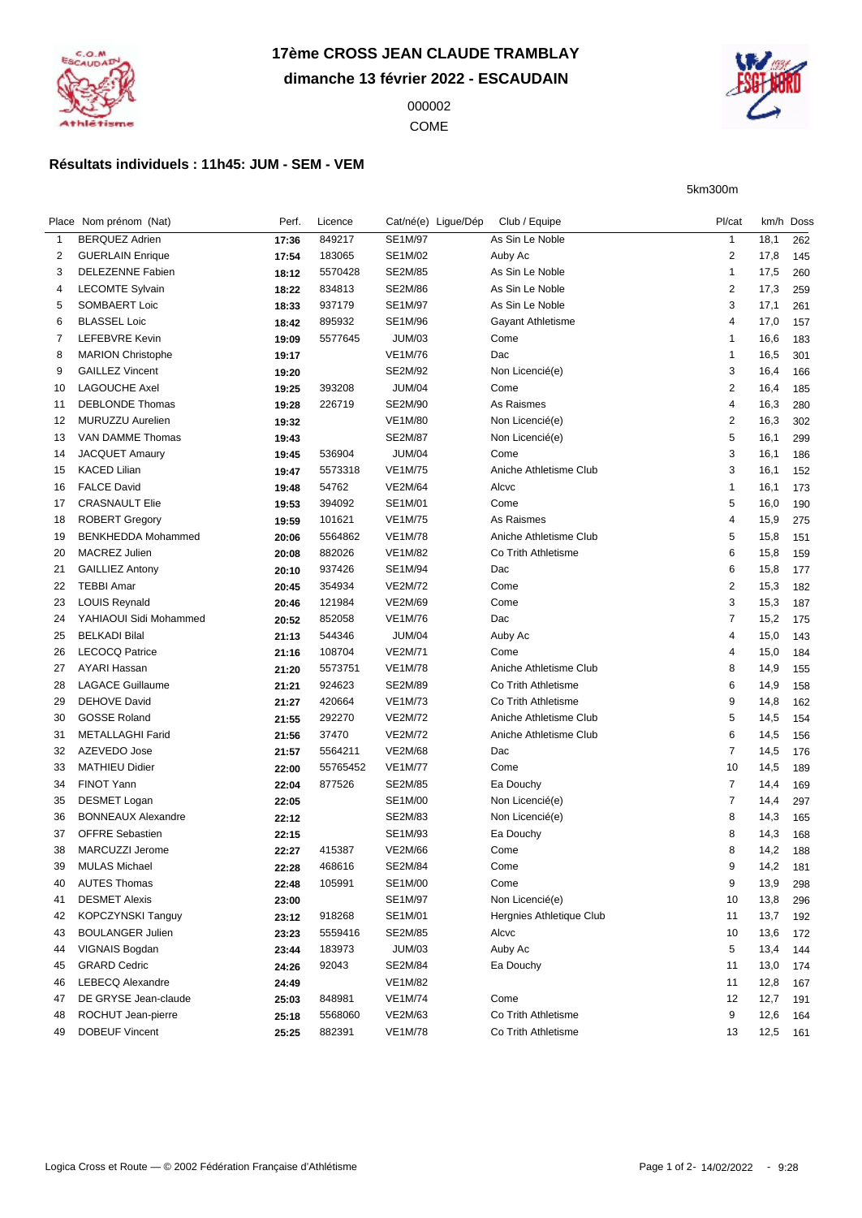# 17ème CROSS JEAN CLAUDE TRAMBLAY

**dimanche 13 février 2022 - ESCAUDAIN**

000002

COME

### Résultats individuels : 11h45: JUM - SEM - VEM

5km300m

| Place | Nom prénom (Nat) | Perf. | Licence | Cat/né(e) | Ligue/Dép | Club / Equipe | Pl/cat | km/h | Doss |
|---|---|---|---|---|---|---|---|---|---|
| 1 | BERQUEZ Adrien | **17:36** | 849217 | SE1M/97 | | As Sin Le Noble | 1 | 18,1 | 262 |
| 2 | GUERLAIN Enrique | **17:54** | 183065 | SE1M/02 | | Auby Ac | 2 | 17,8 | 145 |
| 3 | DELEZENNE Fabien | **18:12** | 5570428 | SE2M/85 | | As Sin Le Noble | 1 | 17,5 | 260 |
| 4 | LECOMTE Sylvain | **18:22** | 834813 | SE2M/86 | | As Sin Le Noble | 2 | 17,3 | 259 |
| 5 | SOMBAERT Loic | **18:33** | 937179 | SE1M/97 | | As Sin Le Noble | 3 | 17,1 | 261 |
| 6 | BLASSEL Loic | **18:42** | 895932 | SE1M/96 | | Gayant Athletisme | 4 | 17,0 | 157 |
| 7 | LEFEBVRE Kevin | **19:09** | 5577645 | JUM/03 | | Come | 1 | 16,6 | 183 |
| 8 | MARION Christophe | **19:17** | | VE1M/76 | | Dac | 1 | 16,5 | 301 |
| 9 | GAILLEZ Vincent | **19:20** | | SE2M/92 | | Non Licencié(e) | 3 | 16,4 | 166 |
| 10 | LAGOUCHE Axel | **19:25** | 393208 | JUM/04 | | Come | 2 | 16,4 | 185 |
| 11 | DEBLONDE Thomas | **19:28** | 226719 | SE2M/90 | | As Raismes | 4 | 16,3 | 280 |
| 12 | MURUZZU Aurelien | **19:32** | | VE1M/80 | | Non Licencié(e) | 2 | 16,3 | 302 |
| 13 | VAN DAMME Thomas | **19:43** | | SE2M/87 | | Non Licencié(e) | 5 | 16,1 | 299 |
| 14 | JACQUET Amaury | **19:45** | 536904 | JUM/04 | | Come | 3 | 16,1 | 186 |
| 15 | KACED Lilian | **19:47** | 5573318 | VE1M/75 | | Aniche Athletisme Club | 3 | 16,1 | 152 |
| 16 | FALCE David | **19:48** | 54762 | VE2M/64 | | Alcvc | 1 | 16,1 | 173 |
| 17 | CRASNAULT Elie | **19:53** | 394092 | SE1M/01 | | Come | 5 | 16,0 | 190 |
| 18 | ROBERT Gregory | **19:59** | 101621 | VE1M/75 | | As Raismes | 4 | 15,9 | 275 |
| 19 | BENHKEDDA Mohammed | **20:06** | 5564862 | VE1M/78 | | Aniche Athletisme Club | 5 | 15,8 | 151 |
| 20 | MACREZ Julien | **20:08** | 882026 | VE1M/82 | | Co Trith Athletisme | 6 | 15,8 | 159 |
| 21 | GAILLIEZ Antony | **20:10** | 937426 | SE1M/94 | | Dac | 6 | 15,8 | 177 |
| 22 | TEBBI Amar | **20:45** | 354934 | VE2M/72 | | Come | 2 | 15,3 | 182 |
| 23 | LOUIS Reynald | **20:46** | 121984 | VE2M/69 | | Come | 3 | 15,3 | 187 |
| 24 | YAHIAOUI Sidi Mohammed | **20:52** | 852058 | VE1M/76 | | Dac | 7 | 15,2 | 175 |
| 25 | BELKADI Bilal | **21:13** | 544346 | JUM/04 | | Auby Ac | 4 | 15,0 | 143 |
| 26 | LECOCQ Patrice | **21:16** | 108704 | VE2M/71 | | Come | 4 | 15,0 | 184 |
| 27 | AYARI Hassan | **21:20** | 5573751 | VE1M/78 | | Aniche Athletisme Club | 8 | 14,9 | 155 |
| 28 | LAGACE Guillaume | **21:21** | 924623 | SE2M/89 | | Co Trith Athletisme | 6 | 14,9 | 158 |
| 29 | DEHOVE David | **21:27** | 420664 | VE1M/73 | | Co Trith Athletisme | 9 | 14,8 | 162 |
| 30 | GOSSE Roland | **21:55** | 292270 | VE2M/72 | | Aniche Athletisme Club | 5 | 14,5 | 154 |
| 31 | METALLAGHI Farid | **21:56** | 37470 | VE2M/72 | | Aniche Athletisme Club | 6 | 14,5 | 156 |
| 32 | AZEVEDO Jose | **21:57** | 5564211 | VE2M/68 | | Dac | 7 | 14,5 | 176 |
| 33 | MATHIEU Didier | **22:00** | 55765452 | VE1M/77 | | Come | 10 | 14,5 | 189 |
| 34 | FINOT Yann | **22:04** | 877526 | SE2M/85 | | Ea Douchy | 7 | 14,4 | 169 |
| 35 | DESMET Logan | **22:05** | | SE1M/00 | | Non Licencié(e) | 7 | 14,4 | 297 |
| 36 | BONNEAUX Alexandre | **22:12** | | SE2M/83 | | Non Licencié(e) | 8 | 14,3 | 165 |
| 37 | OFFRE Sebastien | **22:15** | | SE1M/93 | | Ea Douchy | 8 | 14,3 | 168 |
| 38 | MARCUZZI Jerome | **22:27** | 415387 | VE2M/66 | | Come | 8 | 14,2 | 188 |
| 39 | MULAS Michael | **22:28** | 468616 | SE2M/84 | | Come | 9 | 14,2 | 181 |
| 40 | AUTES Thomas | **22:48** | 105991 | SE1M/00 | | Come | 9 | 13,9 | 298 |
| 41 | DESMET Alexis | **23:00** | | SE1M/97 | | Non Licencié(e) | 10 | 13,8 | 296 |
| 42 | KOPCZYNSKI Tanguy | **23:12** | 918268 | SE1M/01 | | Hergnies Athletique Club | 11 | 13,7 | 192 |
| 43 | BOULANGER Julien | **23:23** | 5559416 | SE2M/85 | | Alcvc | 10 | 13,6 | 172 |
| 44 | VIGNAIS Bogdan | **23:44** | 183973 | JUM/03 | | Auby Ac | 5 | 13,4 | 144 |
| 45 | GRARD Cedric | **24:26** | 92043 | SE2M/84 | | Ea Douchy | 11 | 13,0 | 174 |
| 46 | LEBECQ Alexandre | **24:49** | | VE1M/82 | | | 11 | 12,8 | 167 |
| 47 | DE GRYSE Jean-claude | **25:03** | 848981 | VE1M/74 | | Come | 12 | 12,7 | 191 |
| 48 | ROCHUT Jean-pierre | **25:18** | 5568060 | VE2M/63 | | Co Trith Athletisme | 9 | 12,6 | 164 |
| 49 | DOBEUF Vincent | **25:25** | 882391 | VE1M/78 | | Co Trith Athletisme | 13 | 12,5 | 161 |

Logica Cross et Route — © 2002 Fédération Française d'Athlétisme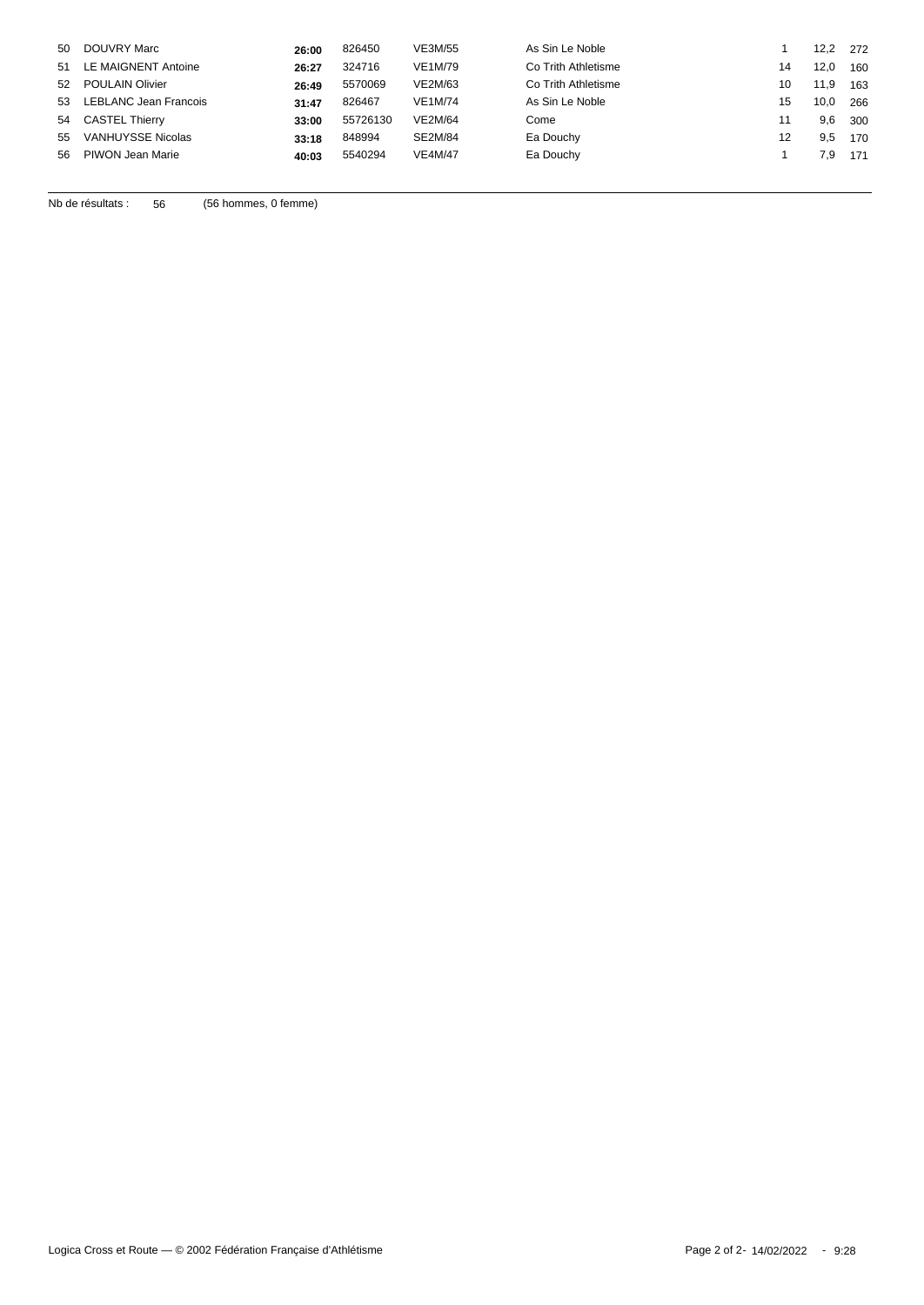| | | | | | | | | |
|---|---|---|---|---|---|---|---|---|
| 50 | DOUVRY Marc | **26:00** | 826450 | VE3M/55 | As Sin Le Noble | 1 | 12,2 | 272 |
| 51 | LE MAIGNENT Antoine | **26:27** | 324716 | VE1M/79 | Co Trith Athletisme | 14 | 12,0 | 160 |
| 52 | POULAIN Olivier | **26:49** | 5570069 | VE2M/63 | Co Trith Athletisme | 10 | 11,9 | 163 |
| 53 | LEBLANC Jean Francois | **31:47** | 826467 | VE1M/74 | As Sin Le Noble | 15 | 10,0 | 266 |
| 54 | CASTEL Thierry | **33:00** | 55726130 | VE2M/64 | Come | 11 | 9,6 | 300 |
| 55 | VANHUYSSE Nicolas | **33:18** | 848994 | SE2M/84 | Ea Douchy | 12 | 9,5 | 170 |
| 56 | PIWON Jean Marie | **40:03** | 5540294 | VE4M/47 | Ea Douchy | 1 | 7,9 | 171 |

Nb de résultats : 56 (56 hommes, 0 femme)

Logica Cross et Route — © 2002 Fédération Française d'Athlétisme 14/02/2022 - 9:28